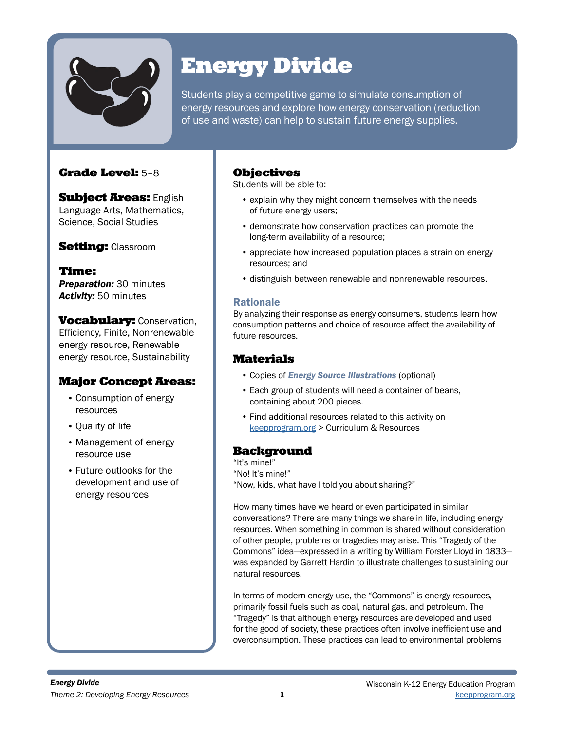# Energy Divide

Students play a competitive game to simulate consumption of energy resources and explore how energy conservation (reduction of use and waste) can help to sustain future energy supplies.

**Grade Level:** 5–8

**Subject Areas:** English Language Arts, Mathematics, Science, Social Studies

**Setting:** Classroom

**Time:**
***Preparation:*** 30 minutes
***Activity:*** 50 minutes

**Vocabulary:** Conservation, Efficiency, Finite, Nonrenewable energy resource, Renewable energy resource, Sustainability

## Major Concept Areas:

- Consumption of energy resources
- Quality of life
- Management of energy resource use
- Future outlooks for the development and use of energy resources

## Objectives

Students will be able to:

- explain why they might concern themselves with the needs of future energy users;
- demonstrate how conservation practices can promote the long-term availability of a resource;
- appreciate how increased population places a strain on energy resources; and
- distinguish between renewable and nonrenewable resources.

### Rationale

By analyzing their response as energy consumers, students learn how consumption patterns and choice of resource affect the availability of future resources.

## Materials

- Copies of ***Energy Source Illustrations*** (optional)
- Each group of students will need a container of beans, containing about 200 pieces.
- Find additional resources related to this activity on keepprogram.org > Curriculum & Resources

## Background

"It's mine!"
"No! It's mine!"
"Now, kids, what have I told you about sharing?"

How many times have we heard or even participated in similar conversations? There are many things we share in life, including energy resources. When something in common is shared without consideration of other people, problems or tragedies may arise. This "Tragedy of the Commons" idea—expressed in a writing by William Forster Lloyd in 1833—was expanded by Garrett Hardin to illustrate challenges to sustaining our natural resources.

In terms of modern energy use, the "Commons" is energy resources, primarily fossil fuels such as coal, natural gas, and petroleum. The "Tragedy" is that although energy resources are developed and used for the good of society, these practices often involve inefficient use and overconsumption. These practices can lead to environmental problems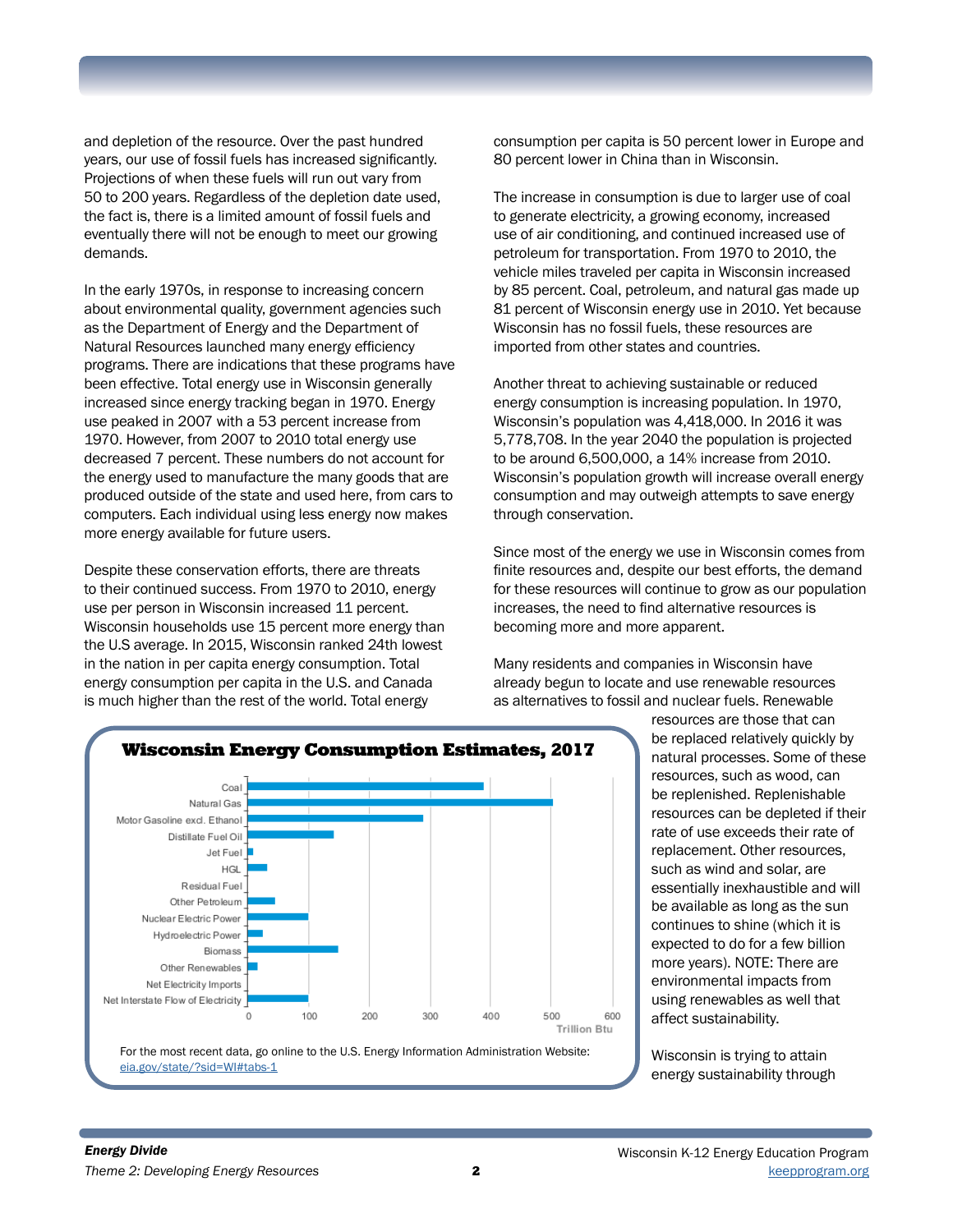and depletion of the resource. Over the past hundred years, our use of fossil fuels has increased significantly. Projections of when these fuels will run out vary from 50 to 200 years. Regardless of the depletion date used, the fact is, there is a limited amount of fossil fuels and eventually there will not be enough to meet our growing demands.

In the early 1970s, in response to increasing concern about environmental quality, government agencies such as the Department of Energy and the Department of Natural Resources launched many energy efficiency programs. There are indications that these programs have been effective. Total energy use in Wisconsin generally increased since energy tracking began in 1970. Energy use peaked in 2007 with a 53 percent increase from 1970. However, from 2007 to 2010 total energy use decreased 7 percent. These numbers do not account for the energy used to manufacture the many goods that are produced outside of the state and used here, from cars to computers. Each individual using less energy now makes more energy available for future users.

Despite these conservation efforts, there are threats to their continued success. From 1970 to 2010, energy use per person in Wisconsin increased 11 percent. Wisconsin households use 15 percent more energy than the U.S average. In 2015, Wisconsin ranked 24th lowest in the nation in per capita energy consumption. Total energy consumption per capita in the U.S. and Canada is much higher than the rest of the world. Total energy consumption per capita is 50 percent lower in Europe and 80 percent lower in China than in Wisconsin.

The increase in consumption is due to larger use of coal to generate electricity, a growing economy, increased use of air conditioning, and continued increased use of petroleum for transportation. From 1970 to 2010, the vehicle miles traveled per capita in Wisconsin increased by 85 percent. Coal, petroleum, and natural gas made up 81 percent of Wisconsin energy use in 2010. Yet because Wisconsin has no fossil fuels, these resources are imported from other states and countries.

Another threat to achieving sustainable or reduced energy consumption is increasing population. In 1970, Wisconsin's population was 4,418,000. In 2016 it was 5,778,708. In the year 2040 the population is projected to be around 6,500,000, a 14% increase from 2010. Wisconsin's population growth will increase overall energy consumption and may outweigh attempts to save energy through conservation.

Since most of the energy we use in Wisconsin comes from finite resources and, despite our best efforts, the demand for these resources will continue to grow as our population increases, the need to find alternative resources is becoming more and more apparent.

Many residents and companies in Wisconsin have already begun to locate and use renewable resources as alternatives to fossil and nuclear fuels. Renewable resources are those that can be replaced relatively quickly by natural processes. Some of these resources, such as wood, can be replenished. Replenishable resources can be depleted if their rate of use exceeds their rate of replacement. Other resources, such as wind and solar, are essentially inexhaustible and will be available as long as the sun continues to shine (which it is expected to do for a few billion more years). NOTE: There are environmental impacts from using renewables as well that affect sustainability.

Wisconsin is trying to attain energy sustainability through

**Wisconsin Energy Consumption Estimates, 2017**

| Source | Trillion Btu (approx.) |
|---|---|
| Coal | ~390 |
| Natural Gas | ~505 |
| Motor Gasoline excl. Ethanol | ~290 |
| Distillate Fuel Oil | ~142 |
| Jet Fuel | ~9 |
| HGL | ~32 |
| Residual Fuel | ~1 |
| Other Petroleum | ~45 |
| Nuclear Electric Power | ~100 |
| Hydroelectric Power | ~25 |
| Biomass | ~150 |
| Other Renewables | ~16 |
| Net Electricity Imports | 0 |
| Net Interstate Flow of Electricity | ~100 |

For the most recent data, go online to the U.S. Energy Information Administration Website: eia.gov/state/?sid=WI#tabs-1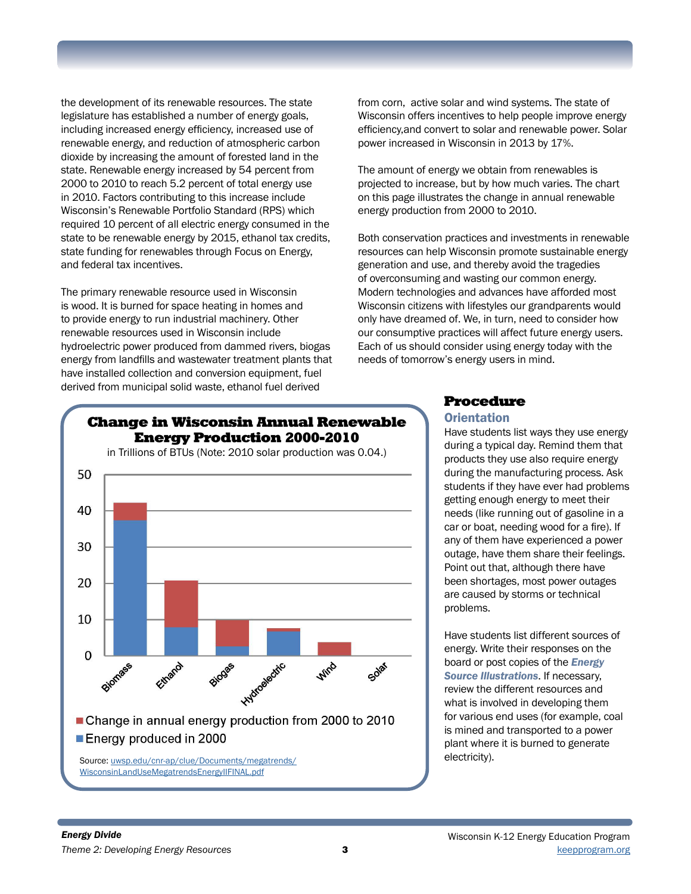the development of its renewable resources. The state legislature has established a number of energy goals, including increased energy efficiency, increased use of renewable energy, and reduction of atmospheric carbon dioxide by increasing the amount of forested land in the state. Renewable energy increased by 54 percent from 2000 to 2010 to reach 5.2 percent of total energy use in 2010. Factors contributing to this increase include Wisconsin's Renewable Portfolio Standard (RPS) which required 10 percent of all electric energy consumed in the state to be renewable energy by 2015, ethanol tax credits, state funding for renewables through Focus on Energy, and federal tax incentives.

The primary renewable resource used in Wisconsin is wood. It is burned for space heating in homes and to provide energy to run industrial machinery. Other renewable resources used in Wisconsin include hydroelectric power produced from dammed rivers, biogas energy from landfills and wastewater treatment plants that have installed collection and conversion equipment, fuel derived from municipal solid waste, ethanol fuel derived from corn, active solar and wind systems. The state of Wisconsin offers incentives to help people improve energy efficiency,and convert to solar and renewable power. Solar power increased in Wisconsin in 2013 by 17%.

The amount of energy we obtain from renewables is projected to increase, but by how much varies. The chart on this page illustrates the change in annual renewable energy production from 2000 to 2010.

Both conservation practices and investments in renewable resources can help Wisconsin promote sustainable energy generation and use, and thereby avoid the tragedies of overconsuming and wasting our common energy. Modern technologies and advances have afforded most Wisconsin citizens with lifestyles our grandparents would only have dreamed of. We, in turn, need to consider how our consumptive practices will affect future energy users. Each of us should consider using energy today with the needs of tomorrow's energy users in mind.

**Change in Wisconsin Annual Renewable Energy Production 2000-2010**

in Trillions of BTUs (Note: 2010 solar production was 0.04.)

| Resource | Energy produced in 2000 | Change in annual energy production from 2000 to 2010 |
|---|---|---|
| Biomass | ~37 | ~5 |
| Ethanol | ~8 | ~13 |
| Biogas | ~2.5 | ~7.5 |
| Hydroelectric | ~7 | ~1 |
| Wind | 0 | ~4 |
| Solar | 0 | 0.04 |

Source: uwsp.edu/cnr-ap/clue/Documents/megatrends/WisconsinLandUseMegatrendsEnergyIIFINAL.pdf

## Procedure

### Orientation

Have students list ways they use energy during a typical day. Remind them that products they use also require energy during the manufacturing process. Ask students if they have ever had problems getting enough energy to meet their needs (like running out of gasoline in a car or boat, needing wood for a fire). If any of them have experienced a power outage, have them share their feelings. Point out that, although there have been shortages, most power outages are caused by storms or technical problems.

Have students list different sources of energy. Write their responses on the board or post copies of the ***Energy Source Illustrations***. If necessary, review the different resources and what is involved in developing them for various end uses (for example, coal is mined and transported to a power plant where it is burned to generate electricity).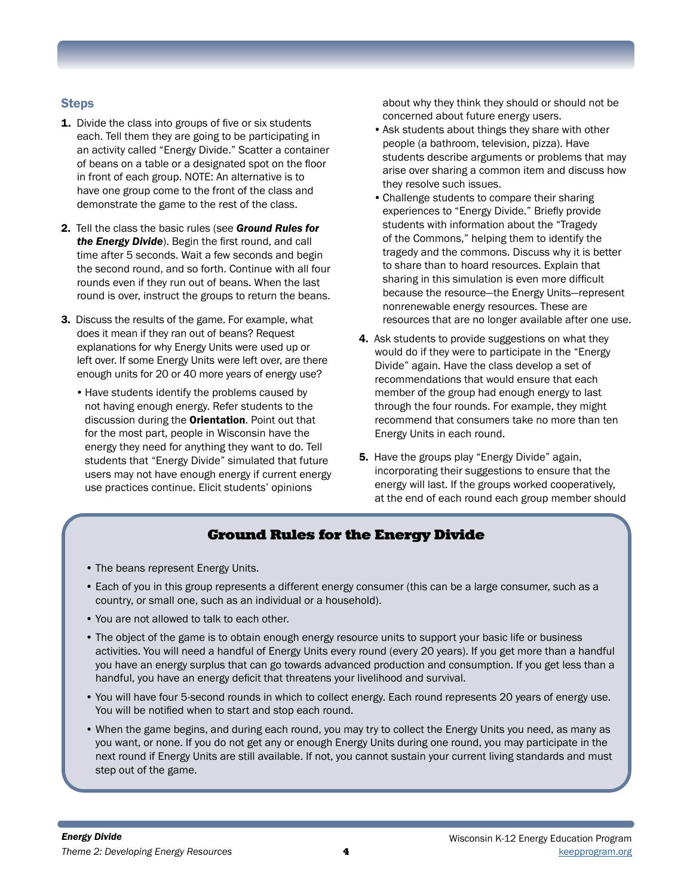### Steps

1. Divide the class into groups of five or six students each. Tell them they are going to be participating in an activity called "Energy Divide." Scatter a container of beans on a table or a designated spot on the floor in front of each group. NOTE: An alternative is to have one group come to the front of the class and demonstrate the game to the rest of the class.

2. Tell the class the basic rules (see ***Ground Rules for the Energy Divide***). Begin the first round, and call time after 5 seconds. Wait a few seconds and begin the second round, and so forth. Continue with all four rounds even if they run out of beans. When the last round is over, instruct the groups to return the beans.

3. Discuss the results of the game. For example, what does it mean if they ran out of beans? Request explanations for why Energy Units were used up or left over. If some Energy Units were left over, are there enough units for 20 or 40 more years of energy use?
   - Have students identify the problems caused by not having enough energy. Refer students to the discussion during the **Orientation**. Point out that for the most part, people in Wisconsin have the energy they need for anything they want to do. Tell students that "Energy Divide" simulated that future users may not have enough energy if current energy use practices continue. Elicit students' opinions about why they think they should or should not be concerned about future energy users.
   - Ask students about things they share with other people (a bathroom, television, pizza). Have students describe arguments or problems that may arise over sharing a common item and discuss how they resolve such issues.
   - Challenge students to compare their sharing experiences to "Energy Divide." Briefly provide students with information about the "Tragedy of the Commons," helping them to identify the tragedy and the commons. Discuss why it is better to share than to hoard resources. Explain that sharing in this simulation is even more difficult because the resource—the Energy Units—represent nonrenewable energy resources. These are resources that are no longer available after one use.

4. Ask students to provide suggestions on what they would do if they were to participate in the "Energy Divide" again. Have the class develop a set of recommendations that would ensure that each member of the group had enough energy to last through the four rounds. For example, they might recommend that consumers take no more than ten Energy Units in each round.

5. Have the groups play "Energy Divide" again, incorporating their suggestions to ensure that the energy will last. If the groups worked cooperatively, at the end of each round each group member should

## Ground Rules for the Energy Divide

- The beans represent Energy Units.
- Each of you in this group represents a different energy consumer (this can be a large consumer, such as a country, or small one, such as an individual or a household).
- You are not allowed to talk to each other.
- The object of the game is to obtain enough energy resource units to support your basic life or business activities. You will need a handful of Energy Units every round (every 20 years). If you get more than a handful you have an energy surplus that can go towards advanced production and consumption. If you get less than a handful, you have an energy deficit that threatens your livelihood and survival.
- You will have four 5-second rounds in which to collect energy. Each round represents 20 years of energy use. You will be notified when to start and stop each round.
- When the game begins, and during each round, you may try to collect the Energy Units you need, as many as you want, or none. If you do not get any or enough Energy Units during one round, you may participate in the next round if Energy Units are still available. If not, you cannot sustain your current living standards and must step out of the game.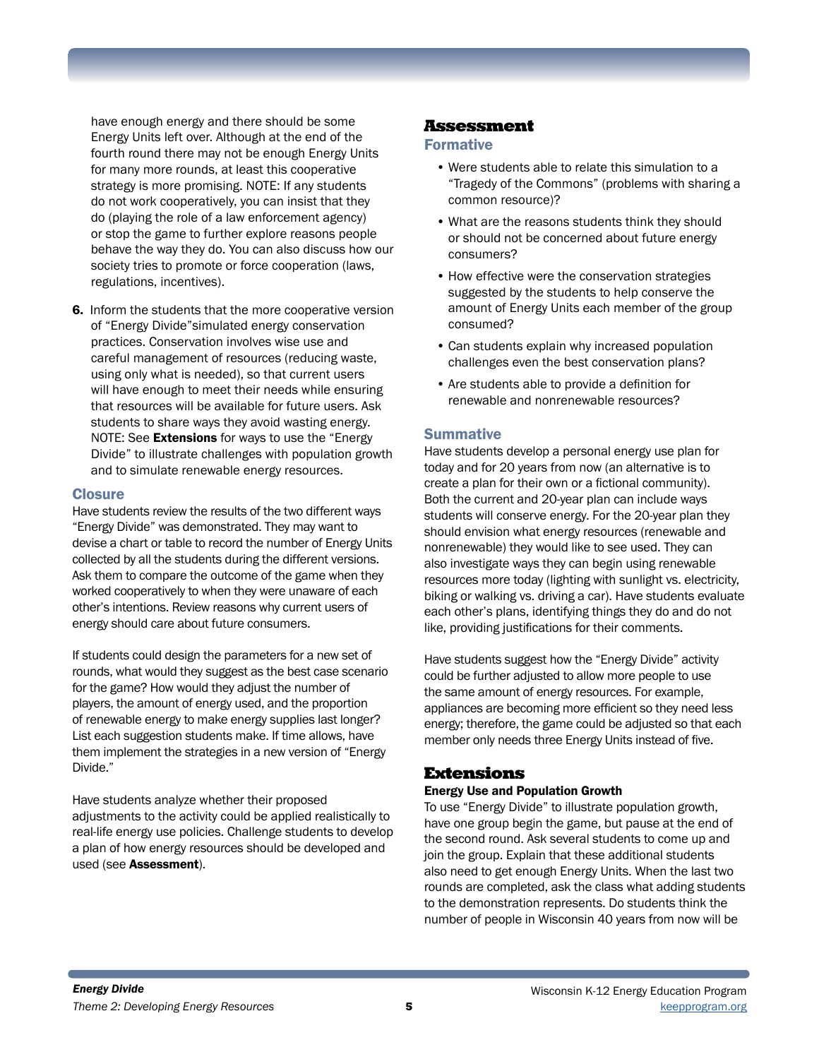have enough energy and there should be some Energy Units left over. Although at the end of the fourth round there may not be enough Energy Units for many more rounds, at least this cooperative strategy is more promising. NOTE: If any students do not work cooperatively, you can insist that they do (playing the role of a law enforcement agency) or stop the game to further explore reasons people behave the way they do. You can also discuss how our society tries to promote or force cooperation (laws, regulations, incentives).

6. Inform the students that the more cooperative version of "Energy Divide"simulated energy conservation practices. Conservation involves wise use and careful management of resources (reducing waste, using only what is needed), so that current users will have enough to meet their needs while ensuring that resources will be available for future users. Ask students to share ways they avoid wasting energy. NOTE: See **Extensions** for ways to use the "Energy Divide" to illustrate challenges with population growth and to simulate renewable energy resources.

### Closure

Have students review the results of the two different ways "Energy Divide" was demonstrated. They may want to devise a chart or table to record the number of Energy Units collected by all the students during the different versions. Ask them to compare the outcome of the game when they worked cooperatively to when they were unaware of each other's intentions. Review reasons why current users of energy should care about future consumers.

If students could design the parameters for a new set of rounds, what would they suggest as the best case scenario for the game? How would they adjust the number of players, the amount of energy used, and the proportion of renewable energy to make energy supplies last longer? List each suggestion students make. If time allows, have them implement the strategies in a new version of "Energy Divide."

Have students analyze whether their proposed adjustments to the activity could be applied realistically to real-life energy use policies. Challenge students to develop a plan of how energy resources should be developed and used (see **Assessment**).

## Assessment

### Formative

- Were students able to relate this simulation to a "Tragedy of the Commons" (problems with sharing a common resource)?
- What are the reasons students think they should or should not be concerned about future energy consumers?
- How effective were the conservation strategies suggested by the students to help conserve the amount of Energy Units each member of the group consumed?
- Can students explain why increased population challenges even the best conservation plans?
- Are students able to provide a definition for renewable and nonrenewable resources?

### Summative

Have students develop a personal energy use plan for today and for 20 years from now (an alternative is to create a plan for their own or a fictional community). Both the current and 20-year plan can include ways students will conserve energy. For the 20-year plan they should envision what energy resources (renewable and nonrenewable) they would like to see used. They can also investigate ways they can begin using renewable resources more today (lighting with sunlight vs. electricity, biking or walking vs. driving a car). Have students evaluate each other's plans, identifying things they do and do not like, providing justifications for their comments.

Have students suggest how the "Energy Divide" activity could be further adjusted to allow more people to use the same amount of energy resources. For example, appliances are becoming more efficient so they need less energy; therefore, the game could be adjusted so that each member only needs three Energy Units instead of five.

## Extensions

**Energy Use and Population Growth**

To use "Energy Divide" to illustrate population growth, have one group begin the game, but pause at the end of the second round. Ask several students to come up and join the group. Explain that these additional students also need to get enough Energy Units. When the last two rounds are completed, ask the class what adding students to the demonstration represents. Do students think the number of people in Wisconsin 40 years from now will be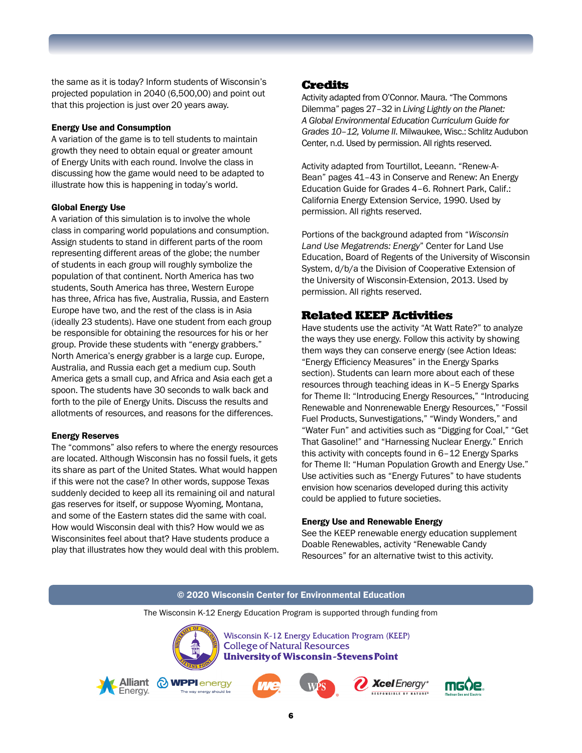the same as it is today? Inform students of Wisconsin's projected population in 2040 (6,500,00) and point out that this projection is just over 20 years away.

**Energy Use and Consumption**

A variation of the game is to tell students to maintain growth they need to obtain equal or greater amount of Energy Units with each round. Involve the class in discussing how the game would need to be adapted to illustrate how this is happening in today's world.

**Global Energy Use**

A variation of this simulation is to involve the whole class in comparing world populations and consumption. Assign students to stand in different parts of the room representing different areas of the globe; the number of students in each group will roughly symbolize the population of that continent. North America has two students, South America has three, Western Europe has three, Africa has five, Australia, Russia, and Eastern Europe have two, and the rest of the class is in Asia (ideally 23 students). Have one student from each group be responsible for obtaining the resources for his or her group. Provide these students with "energy grabbers." North America's energy grabber is a large cup. Europe, Australia, and Russia each get a medium cup. South America gets a small cup, and Africa and Asia each get a spoon. The students have 30 seconds to walk back and forth to the pile of Energy Units. Discuss the results and allotments of resources, and reasons for the differences.

**Energy Reserves**

The "commons" also refers to where the energy resources are located. Although Wisconsin has no fossil fuels, it gets its share as part of the United States. What would happen if this were not the case? In other words, suppose Texas suddenly decided to keep all its remaining oil and natural gas reserves for itself, or suppose Wyoming, Montana, and some of the Eastern states did the same with coal. How would Wisconsin deal with this? How would we as Wisconsinites feel about that? Have students produce a play that illustrates how they would deal with this problem.

## Credits

Activity adapted from O'Connor. Maura. "The Commons Dilemma" pages 27–32 in *Living Lightly on the Planet: A Global Environmental Education Curriculum Guide for Grades 10–12, Volume II*. Milwaukee, Wisc.: Schlitz Audubon Center, n.d. Used by permission. All rights reserved.

Activity adapted from Tourtillot, Leeann. "Renew-A-Bean" pages 41–43 in Conserve and Renew: An Energy Education Guide for Grades 4–6. Rohnert Park, Calif.: California Energy Extension Service, 1990. Used by permission. All rights reserved.

Portions of the background adapted from "*Wisconsin Land Use Megatrends: Energy*" Center for Land Use Education, Board of Regents of the University of Wisconsin System, d/b/a the Division of Cooperative Extension of the University of Wisconsin-Extension, 2013. Used by permission. All rights reserved.

## Related KEEP Activities

Have students use the activity "At Watt Rate?" to analyze the ways they use energy. Follow this activity by showing them ways they can conserve energy (see Action Ideas: "Energy Efficiency Measures" in the Energy Sparks section). Students can learn more about each of these resources through teaching ideas in K–5 Energy Sparks for Theme II: "Introducing Energy Resources," "Introducing Renewable and Nonrenewable Energy Resources," "Fossil Fuel Products, Sunvestigations," "Windy Wonders," and "Water Fun" and activities such as "Digging for Coal," "Get That Gasoline!" and "Harnessing Nuclear Energy." Enrich this activity with concepts found in 6–12 Energy Sparks for Theme II: "Human Population Growth and Energy Use." Use activities such as "Energy Futures" to have students envision how scenarios developed during this activity could be applied to future societies.

**Energy Use and Renewable Energy**

See the KEEP renewable energy education supplement Doable Renewables, activity "Renewable Candy Resources" for an alternative twist to this activity.

**© 2020 Wisconsin Center for Environmental Education**

The Wisconsin K-12 Energy Education Program is supported through funding from

Wisconsin K-12 Energy Education Program (KEEP)
College of Natural Resources
University of Wisconsin-Stevens Point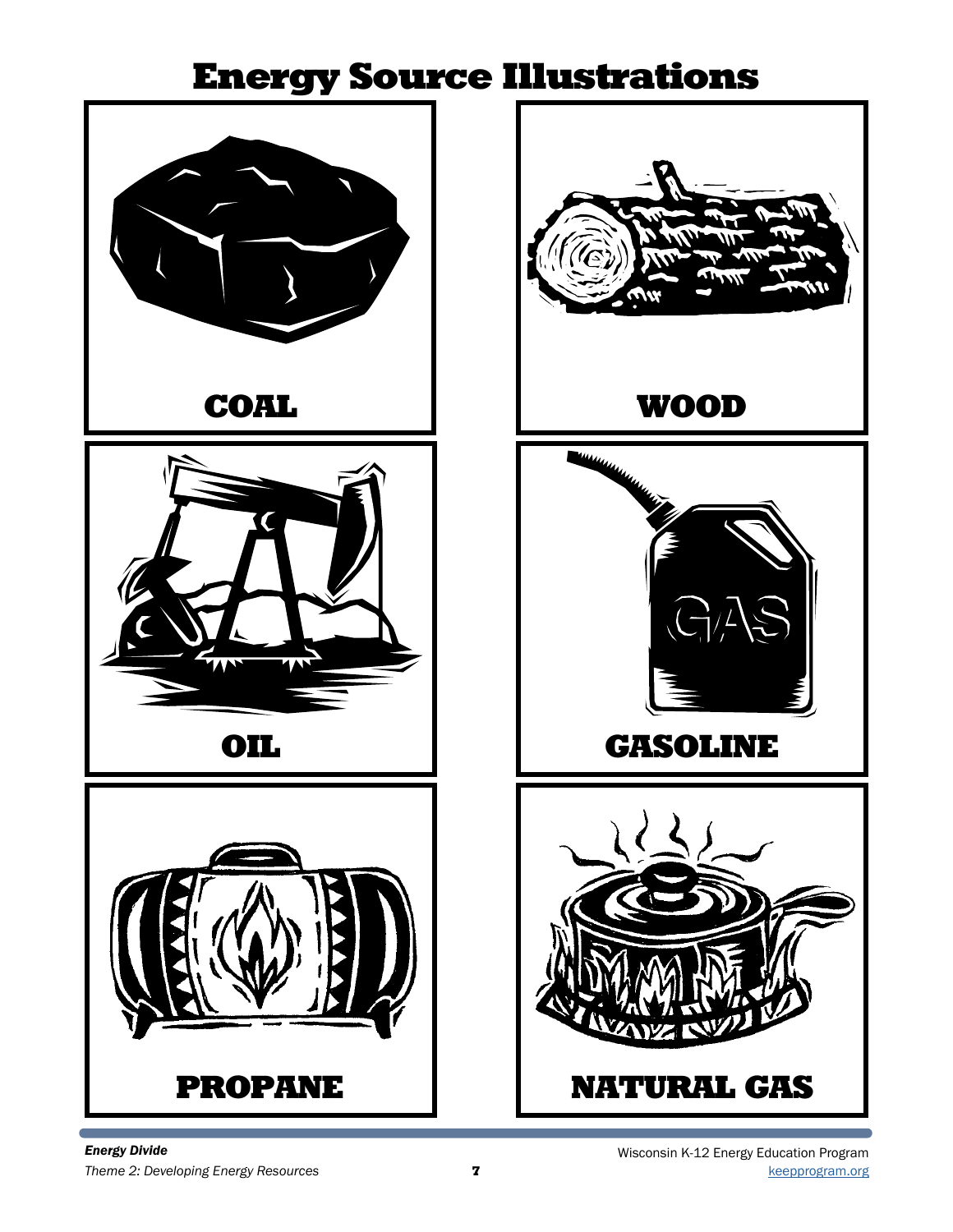# Energy Source Illustrations

COAL

WOOD

OIL

GASOLINE

PROPANE

NATURAL GAS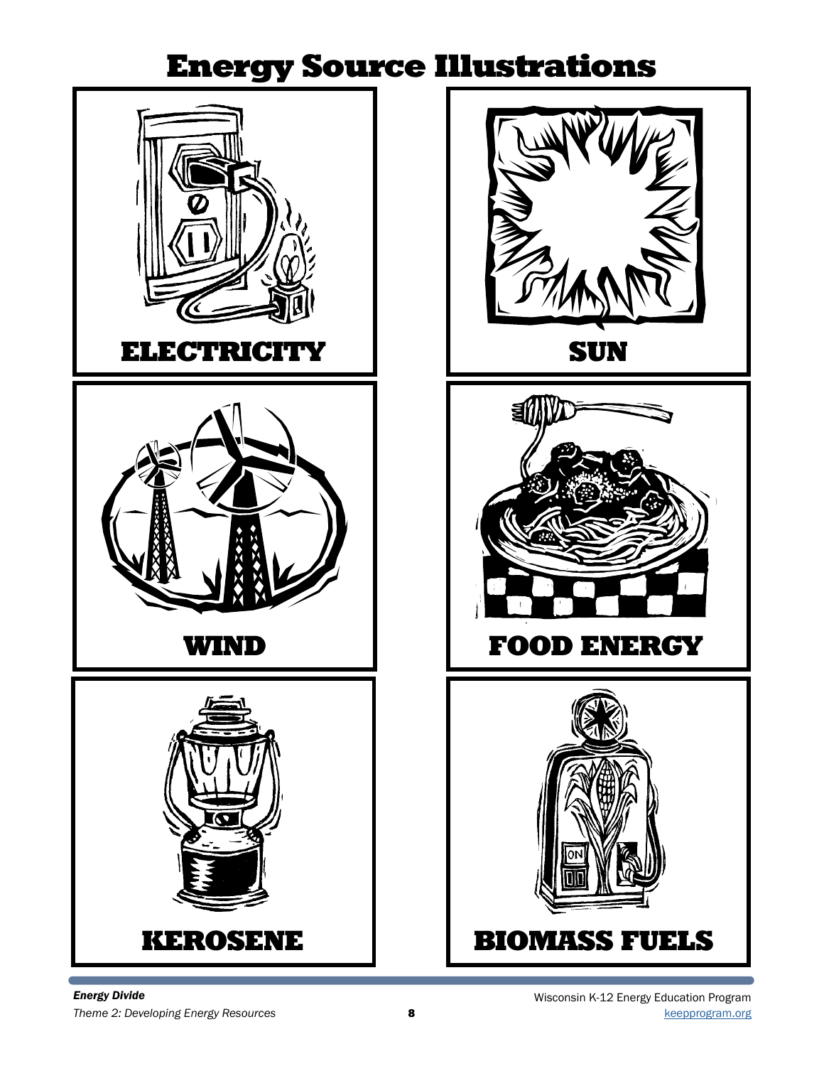# Energy Source Illustrations

ELECTRICITY

SUN

WIND

FOOD ENERGY

KEROSENE

BIOMASS FUELS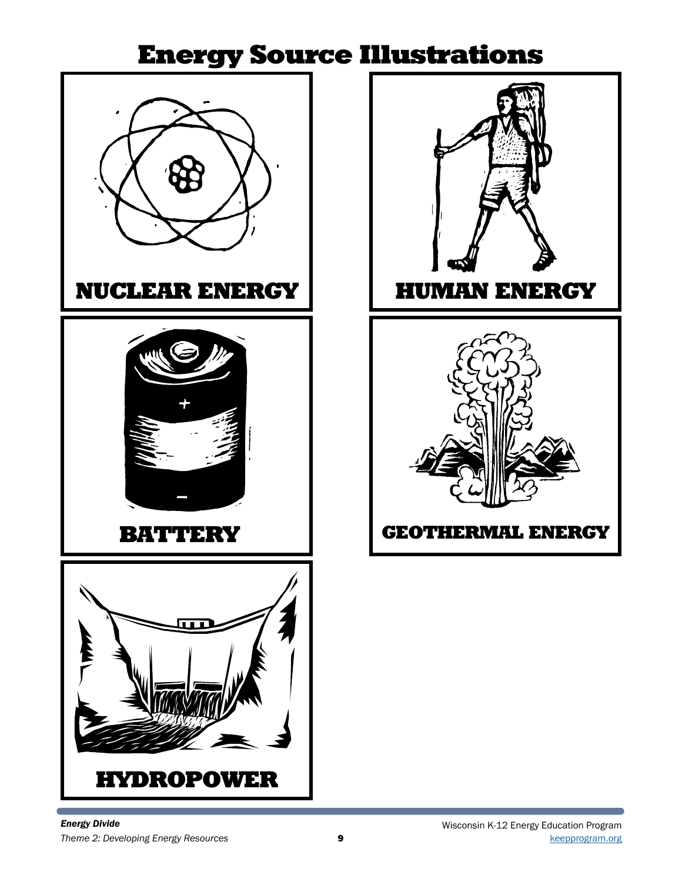# Energy Source Illustrations

NUCLEAR ENERGY

HUMAN ENERGY

BATTERY

GEOTHERMAL ENERGY

HYDROPOWER